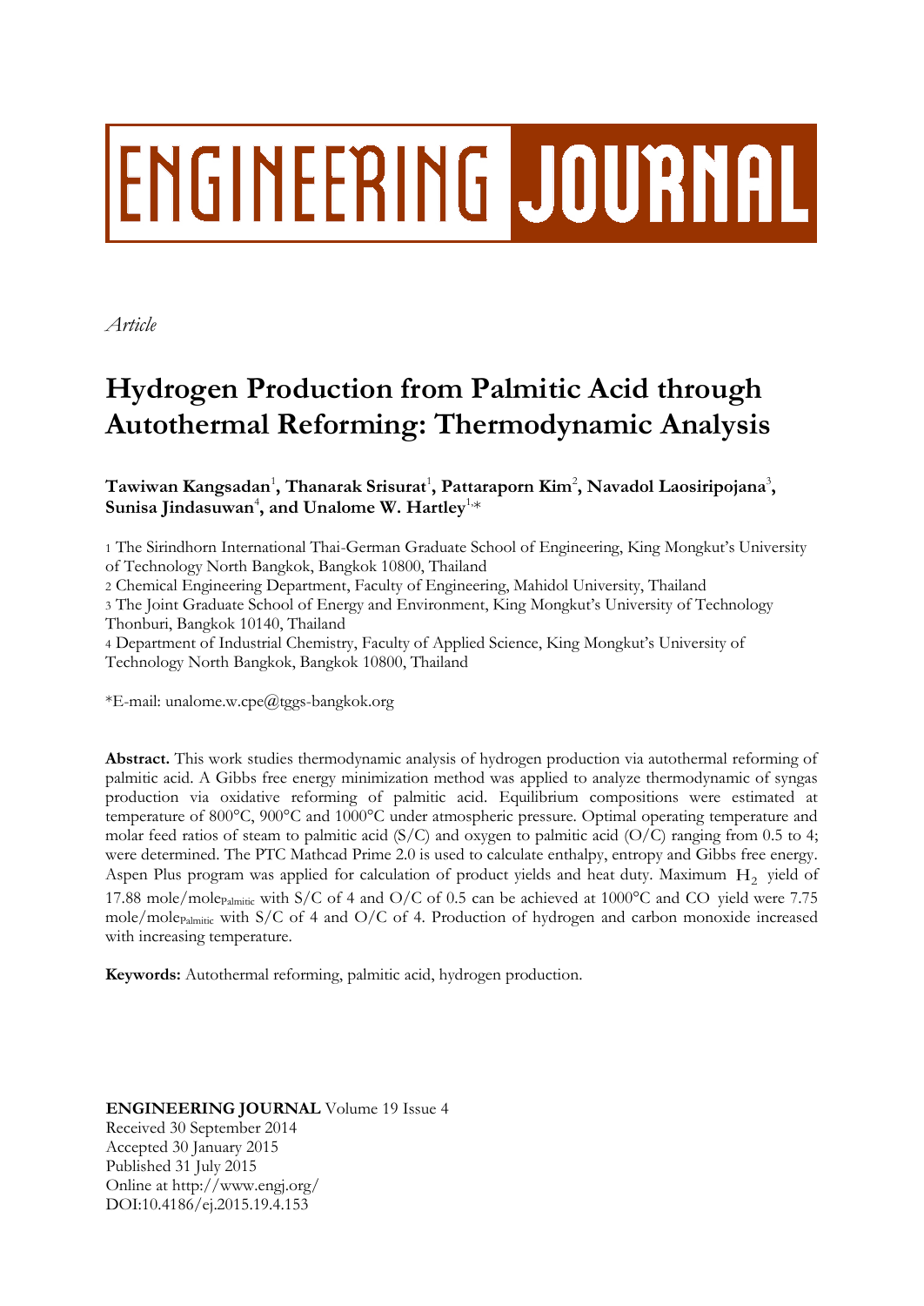ENGINEERING JOURNAL

*Article*

# Hydrogen Production from Palmitic Acid through Autothermal Reforming: Thermodynamic Analysis

**Tawiwan Kangsadan**[1]**, Thanarak Srisurat**[1]**, Pattaraporn Kim**[2]**, Navadol Laosiripojana**[3]**, Sunisa Jindasuwan**[4]**, and Unalome W. Hartley**[1,*]

1 The Sirindhorn International Thai-German Graduate School of Engineering, King Mongkut's University of Technology North Bangkok, Bangkok 10800, Thailand

2 Chemical Engineering Department, Faculty of Engineering, Mahidol University, Thailand

3 The Joint Graduate School of Energy and Environment, King Mongkut's University of Technology Thonburi, Bangkok 10140, Thailand

4 Department of Industrial Chemistry, Faculty of Applied Science, King Mongkut's University of Technology North Bangkok, Bangkok 10800, Thailand

*E-mail: unalome.w.cpe@tggs-bangkok.org

**Abstract.** This work studies thermodynamic analysis of hydrogen production via autothermal reforming of palmitic acid. A Gibbs free energy minimization method was applied to analyze thermodynamic of syngas production via oxidative reforming of palmitic acid. Equilibrium compositions were estimated at temperature of 800°C, 900°C and 1000°C under atmospheric pressure. Optimal operating temperature and molar feed ratios of steam to palmitic acid (S/C) and oxygen to palmitic acid (O/C) ranging from 0.5 to 4; were determined. The PTC Mathcad Prime 2.0 is used to calculate enthalpy, entropy and Gibbs free energy. Aspen Plus program was applied for calculation of product yields and heat duty. Maximum $H_2$ yield of 17.88 mole/mole$_{Palmitic}$ with S/C of 4 and O/C of 0.5 can be achieved at 1000°C and CO yield were 7.75 mole/mole$_{Palmitic}$ with S/C of 4 and O/C of 4. Production of hydrogen and carbon monoxide increased with increasing temperature.

**Keywords:** Autothermal reforming, palmitic acid, hydrogen production.

**ENGINEERING JOURNAL** Volume 19 Issue 4
Received 30 September 2014
Accepted 30 January 2015
Published 31 July 2015
Online at http://www.engj.org/
DOI:10.4186/ej.2015.19.4.153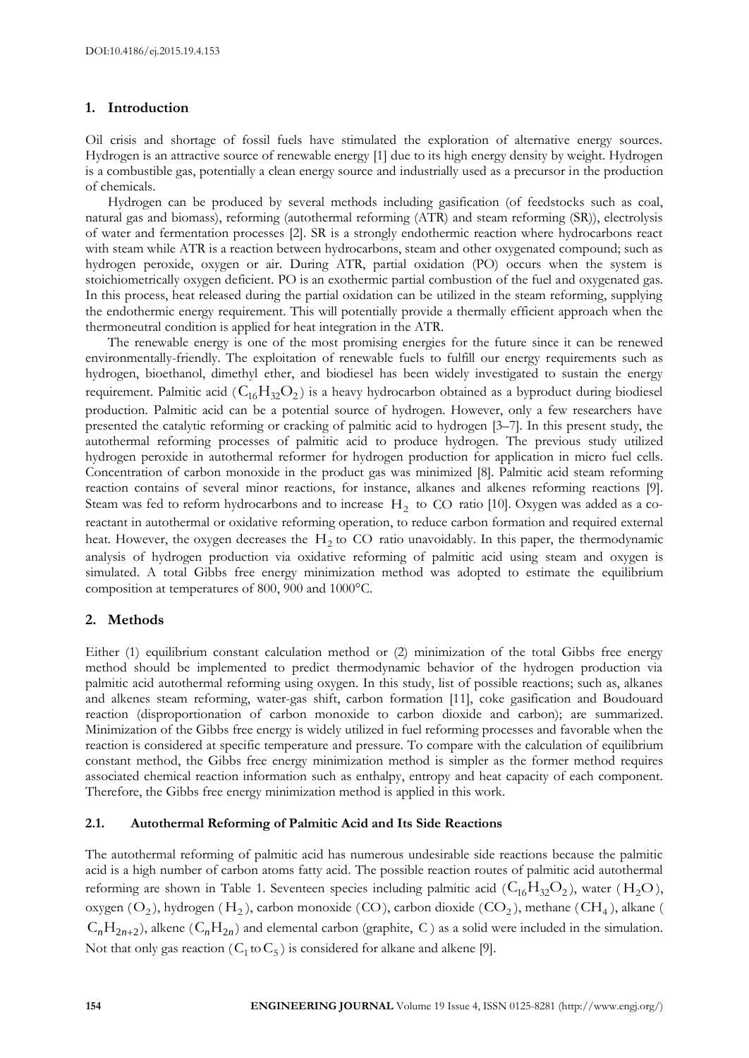## 1. Introduction

Oil crisis and shortage of fossil fuels have stimulated the exploration of alternative energy sources. Hydrogen is an attractive source of renewable energy [1] due to its high energy density by weight. Hydrogen is a combustible gas, potentially a clean energy source and industrially used as a precursor in the production of chemicals.

Hydrogen can be produced by several methods including gasification (of feedstocks such as coal, natural gas and biomass), reforming (autothermal reforming (ATR) and steam reforming (SR)), electrolysis of water and fermentation processes [2]. SR is a strongly endothermic reaction where hydrocarbons react with steam while ATR is a reaction between hydrocarbons, steam and other oxygenated compound; such as hydrogen peroxide, oxygen or air. During ATR, partial oxidation (PO) occurs when the system is stoichiometrically oxygen deficient. PO is an exothermic partial combustion of the fuel and oxygenated gas. In this process, heat released during the partial oxidation can be utilized in the steam reforming, supplying the endothermic energy requirement. This will potentially provide a thermally efficient approach when the thermoneutral condition is applied for heat integration in the ATR.

The renewable energy is one of the most promising energies for the future since it can be renewed environmentally-friendly. The exploitation of renewable fuels to fulfill our energy requirements such as hydrogen, bioethanol, dimethyl ether, and biodiesel has been widely investigated to sustain the energy requirement. Palmitic acid ($C_{16}H_{32}O_2$) is a heavy hydrocarbon obtained as a byproduct during biodiesel production. Palmitic acid can be a potential source of hydrogen. However, only a few researchers have presented the catalytic reforming or cracking of palmitic acid to hydrogen [3–7]. In this present study, the autothermal reforming processes of palmitic acid to produce hydrogen. The previous study utilized hydrogen peroxide in autothermal reformer for hydrogen production for application in micro fuel cells. Concentration of carbon monoxide in the product gas was minimized [8]. Palmitic acid steam reforming reaction contains of several minor reactions, for instance, alkanes and alkenes reforming reactions [9]. Steam was fed to reform hydrocarbons and to increase $H_2$ to $CO$ ratio [10]. Oxygen was added as a co-reactant in autothermal or oxidative reforming operation, to reduce carbon formation and required external heat. However, the oxygen decreases the $H_2$ to $CO$ ratio unavoidably. In this paper, the thermodynamic analysis of hydrogen production via oxidative reforming of palmitic acid using steam and oxygen is simulated. A total Gibbs free energy minimization method was adopted to estimate the equilibrium composition at temperatures of 800, 900 and 1000°C.

## 2. Methods

Either (1) equilibrium constant calculation method or (2) minimization of the total Gibbs free energy method should be implemented to predict thermodynamic behavior of the hydrogen production via palmitic acid autothermal reforming using oxygen. In this study, list of possible reactions; such as, alkanes and alkenes steam reforming, water-gas shift, carbon formation [11], coke gasification and Boudouard reaction (disproportionation of carbon monoxide to carbon dioxide and carbon); are summarized. Minimization of the Gibbs free energy is widely utilized in fuel reforming processes and favorable when the reaction is considered at specific temperature and pressure. To compare with the calculation of equilibrium constant method, the Gibbs free energy minimization method is simpler as the former method requires associated chemical reaction information such as enthalpy, entropy and heat capacity of each component. Therefore, the Gibbs free energy minimization method is applied in this work.

### 2.1. Autothermal Reforming of Palmitic Acid and Its Side Reactions

The autothermal reforming of palmitic acid has numerous undesirable side reactions because the palmitic acid is a high number of carbon atoms fatty acid. The possible reaction routes of palmitic acid autothermal reforming are shown in Table 1. Seventeen species including palmitic acid ($C_{16}H_{32}O_2$), water ($H_2O$), oxygen ($O_2$), hydrogen ($H_2$), carbon monoxide ($CO$), carbon dioxide ($CO_2$), methane ($CH_4$), alkane ($C_nH_{2n+2}$), alkene ($C_nH_{2n}$) and elemental carbon (graphite, $C$) as a solid were included in the simulation. Not that only gas reaction ($C_1$ to $C_5$) is considered for alkane and alkene [9].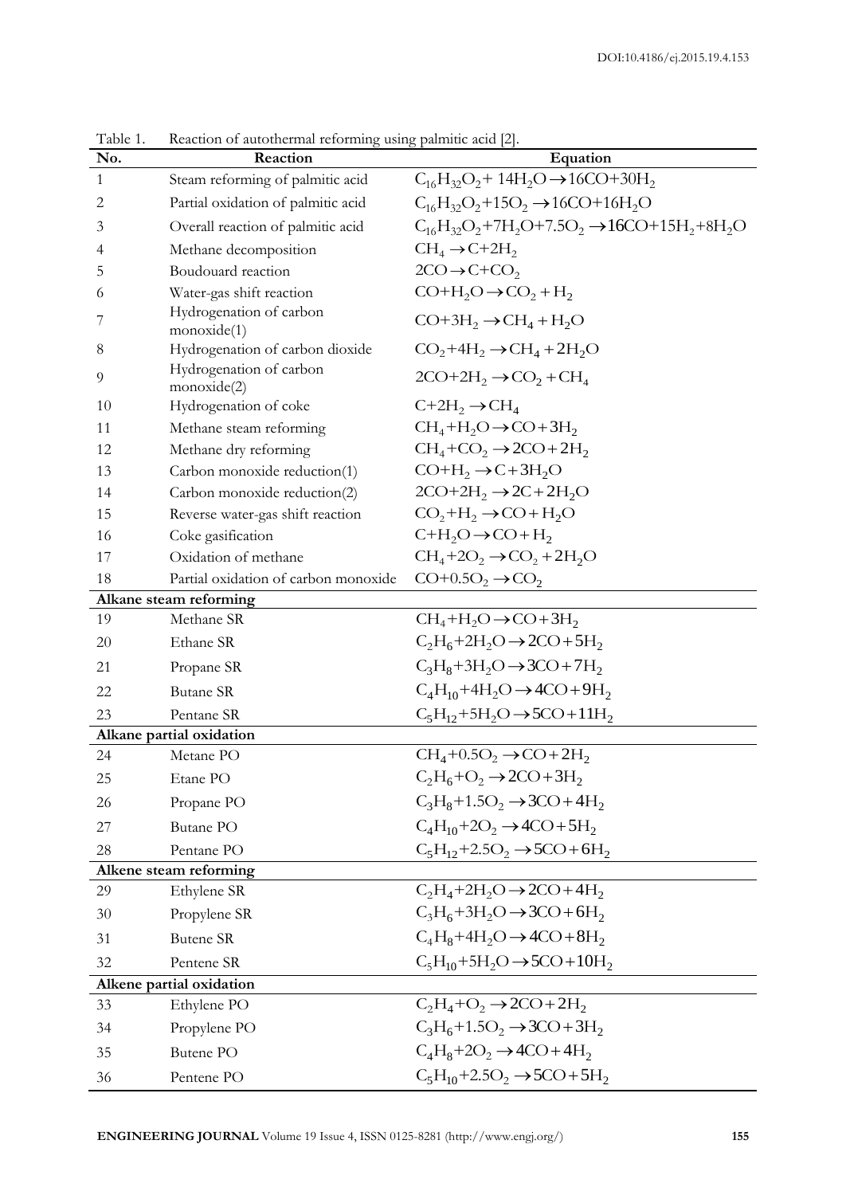Table 1. Reaction of autothermal reforming using palmitic acid [2].

| No. | Reaction | Equation |
|---|---|---|
| 1 | Steam reforming of palmitic acid | $C_{16}H_{32}O_2 + 14H_2O \rightarrow 16CO + 30H_2$ |
| 2 | Partial oxidation of palmitic acid | $C_{16}H_{32}O_2 + 15O_2 \rightarrow 16CO + 16H_2O$ |
| 3 | Overall reaction of palmitic acid | $C_{16}H_{32}O_2 + 7H_2O + 7.5O_2 \rightarrow 16CO + 15H_2 + 8H_2O$ |
| 4 | Methane decomposition | $CH_4 \rightarrow C + 2H_2$ |
| 5 | Boudouard reaction | $2CO \rightarrow C + CO_2$ |
| 6 | Water-gas shift reaction | $CO + H_2O \rightarrow CO_2 + H_2$ |
| 7 | Hydrogenation of carbon monoxide(1) | $CO + 3H_2 \rightarrow CH_4 + H_2O$ |
| 8 | Hydrogenation of carbon dioxide | $CO_2 + 4H_2 \rightarrow CH_4 + 2H_2O$ |
| 9 | Hydrogenation of carbon monoxide(2) | $2CO + 2H_2 \rightarrow CO_2 + CH_4$ |
| 10 | Hydrogenation of coke | $C + 2H_2 \rightarrow CH_4$ |
| 11 | Methane steam reforming | $CH_4 + H_2O \rightarrow CO + 3H_2$ |
| 12 | Methane dry reforming | $CH_4 + CO_2 \rightarrow 2CO + 2H_2$ |
| 13 | Carbon monoxide reduction(1) | $CO + H_2 \rightarrow C + 3H_2O$ |
| 14 | Carbon monoxide reduction(2) | $2CO + 2H_2 \rightarrow 2C + 2H_2O$ |
| 15 | Reverse water-gas shift reaction | $CO_2 + H_2 \rightarrow CO + H_2O$ |
| 16 | Coke gasification | $C + H_2O \rightarrow CO + H_2$ |
| 17 | Oxidation of methane | $CH_4 + 2O_2 \rightarrow CO_2 + 2H_2O$ |
| 18 | Partial oxidation of carbon monoxide | $CO + 0.5O_2 \rightarrow CO_2$ |
| **Alkane steam reforming** | | |
| 19 | Methane SR | $CH_4 + H_2O \rightarrow CO + 3H_2$ |
| 20 | Ethane SR | $C_2H_6 + 2H_2O \rightarrow 2CO + 5H_2$ |
| 21 | Propane SR | $C_3H_8 + 3H_2O \rightarrow 3CO + 7H_2$ |
| 22 | Butane SR | $C_4H_{10} + 4H_2O \rightarrow 4CO + 9H_2$ |
| 23 | Pentane SR | $C_5H_{12} + 5H_2O \rightarrow 5CO + 11H_2$ |
| **Alkane partial oxidation** | | |
| 24 | Metane PO | $CH_4 + 0.5O_2 \rightarrow CO + 2H_2$ |
| 25 | Etane PO | $C_2H_6 + O_2 \rightarrow 2CO + 3H_2$ |
| 26 | Propane PO | $C_3H_8 + 1.5O_2 \rightarrow 3CO + 4H_2$ |
| 27 | Butane PO | $C_4H_{10} + 2O_2 \rightarrow 4CO + 5H_2$ |
| 28 | Pentane PO | $C_5H_{12} + 2.5O_2 \rightarrow 5CO + 6H_2$ |
| **Alkene steam reforming** | | |
| 29 | Ethylene SR | $C_2H_4 + 2H_2O \rightarrow 2CO + 4H_2$ |
| 30 | Propylene SR | $C_3H_6 + 3H_2O \rightarrow 3CO + 6H_2$ |
| 31 | Butene SR | $C_4H_8 + 4H_2O \rightarrow 4CO + 8H_2$ |
| 32 | Pentene SR | $C_5H_{10} + 5H_2O \rightarrow 5CO + 10H_2$ |
| **Alkene partial oxidation** | | |
| 33 | Ethylene PO | $C_2H_4 + O_2 \rightarrow 2CO + 2H_2$ |
| 34 | Propylene PO | $C_3H_6 + 1.5O_2 \rightarrow 3CO + 3H_2$ |
| 35 | Butene PO | $C_4H_8 + 2O_2 \rightarrow 4CO + 4H_2$ |
| 36 | Pentene PO | $C_5H_{10} + 2.5O_2 \rightarrow 5CO + 5H_2$ |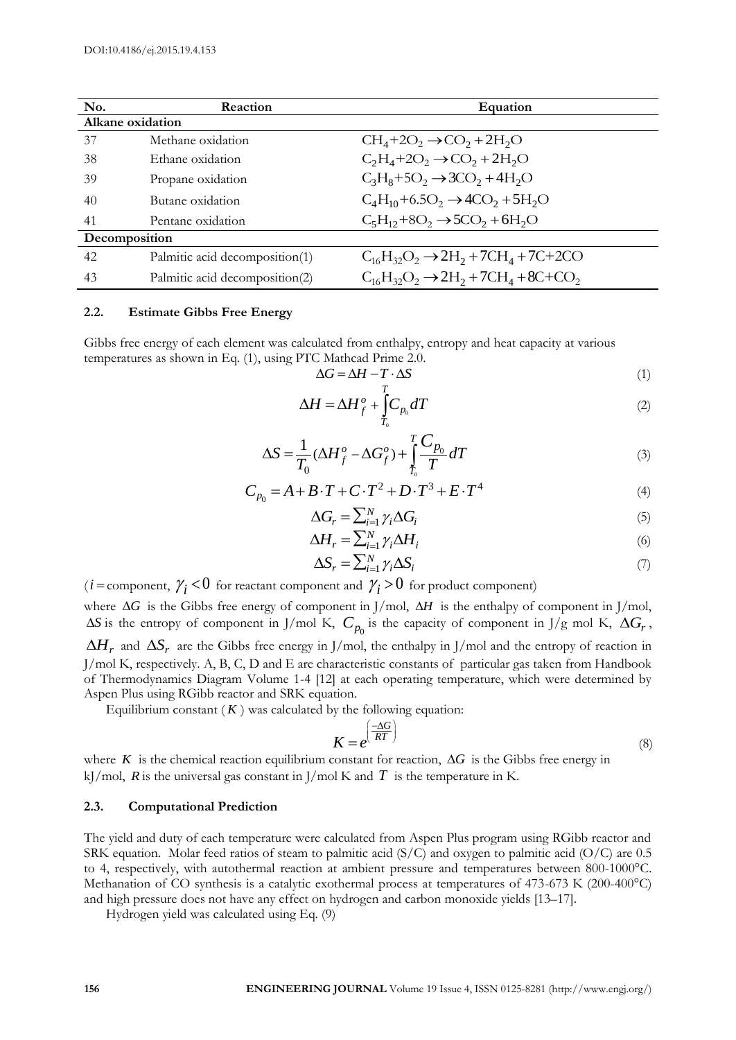| No. | Reaction | Equation |
|---|---|---|
| **Alkane oxidation** | | |
| 37 | Methane oxidation | $CH_4+2O_2 \rightarrow CO_2 + 2H_2O$ |
| 38 | Ethane oxidation | $C_2H_4+2O_2 \rightarrow CO_2 + 2H_2O$ |
| 39 | Propane oxidation | $C_3H_8+5O_2 \rightarrow 3CO_2 + 4H_2O$ |
| 40 | Butane oxidation | $C_4H_{10}+6.5O_2 \rightarrow 4CO_2 + 5H_2O$ |
| 41 | Pentane oxidation | $C_5H_{12}+8O_2 \rightarrow 5CO_2 + 6H_2O$ |
| **Decomposition** | | |
| 42 | Palmitic acid decomposition(1) | $C_{16}H_{32}O_2 \rightarrow 2H_2 + 7CH_4 + 7C + 2CO$ |
| 43 | Palmitic acid decomposition(2) | $C_{16}H_{32}O_2 \rightarrow 2H_2 + 7CH_4 + 8C + CO_2$ |

### 2.2. Estimate Gibbs Free Energy

Gibbs free energy of each element was calculated from enthalpy, entropy and heat capacity at various temperatures as shown in Eq. (1), using PTC Mathcad Prime 2.0.

$$\Delta G = \Delta H - T \cdot \Delta S \tag{1}$$

$$\Delta H = \Delta H_f^o + \int_{T_0}^{T} C_{p_0} dT \tag{2}$$

$$\Delta S = \frac{1}{T_0}(\Delta H_f^o - \Delta G_f^o) + \int_{T_0}^{T} \frac{C_{p_0}}{T} dT \tag{3}$$

$$C_{p_0} = A + B \cdot T + C \cdot T^2 + D \cdot T^3 + E \cdot T^4 \tag{4}$$

$$\Delta G_r = \sum_{i=1}^{N} \gamma_i \Delta G_i \tag{5}$$

$$\Delta H_r = \sum_{i=1}^{N} \gamma_i \Delta H_i \tag{6}$$

$$\Delta S_r = \sum_{i=1}^{N} \gamma_i \Delta S_i \tag{7}$$

($i$ = component, $\gamma_i < 0$ for reactant component and $\gamma_i > 0$ for product component)

where $\Delta G$ is the Gibbs free energy of component in J/mol, $\Delta H$ is the enthalpy of component in J/mol, $\Delta S$ is the entropy of component in J/mol K, $C_{p_0}$ is the capacity of component in J/g mol K, $\Delta G_r$, $\Delta H_r$ and $\Delta S_r$ are the Gibbs free energy in J/mol, the enthalpy in J/mol and the entropy of reaction in J/mol K, respectively. A, B, C, D and E are characteristic constants of particular gas taken from Handbook of Thermodynamics Diagram Volume 1-4 [12] at each operating temperature, which were determined by Aspen Plus using RGibb reactor and SRK equation.

Equilibrium constant ($K$) was calculated by the following equation:

$$K = e^{\left(\frac{-\Delta G}{RT}\right)} \tag{8}$$

where $K$ is the chemical reaction equilibrium constant for reaction, $\Delta G$ is the Gibbs free energy in kJ/mol, $R$ is the universal gas constant in J/mol K and $T$ is the temperature in K.

### 2.3. Computational Prediction

The yield and duty of each temperature were calculated from Aspen Plus program using RGibb reactor and SRK equation. Molar feed ratios of steam to palmitic acid (S/C) and oxygen to palmitic acid (O/C) are 0.5 to 4, respectively, with autothermal reaction at ambient pressure and temperatures between 800-1000°C. Methanation of CO synthesis is a catalytic exothermal process at temperatures of 473-673 K (200-400°C) and high pressure does not have any effect on hydrogen and carbon monoxide yields [13–17].

Hydrogen yield was calculated using Eq. (9)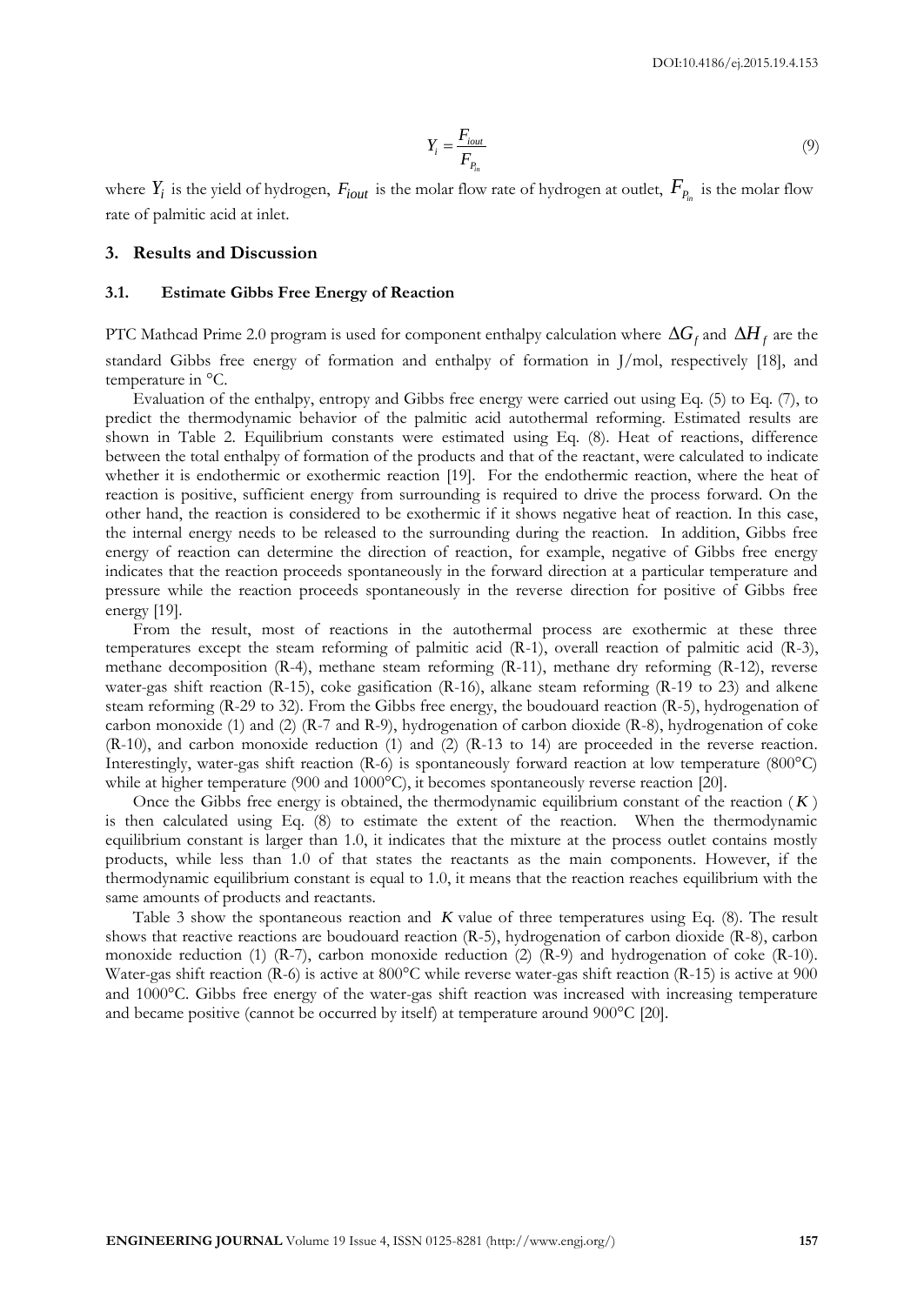$$Y_i = \frac{F_{iout}}{F_{P_{in}}} \tag{9}$$

where $Y_i$ is the yield of hydrogen, $F_{iout}$ is the molar flow rate of hydrogen at outlet, $F_{P_{in}}$ is the molar flow rate of palmitic acid at inlet.

## 3. Results and Discussion

### 3.1. Estimate Gibbs Free Energy of Reaction

PTC Mathcad Prime 2.0 program is used for component enthalpy calculation where $\Delta G_f$ and $\Delta H_f$ are the standard Gibbs free energy of formation and enthalpy of formation in J/mol, respectively [18], and temperature in °C.

Evaluation of the enthalpy, entropy and Gibbs free energy were carried out using Eq. (5) to Eq. (7), to predict the thermodynamic behavior of the palmitic acid autothermal reforming. Estimated results are shown in Table 2. Equilibrium constants were estimated using Eq. (8). Heat of reactions, difference between the total enthalpy of formation of the products and that of the reactant, were calculated to indicate whether it is endothermic or exothermic reaction [19]. For the endothermic reaction, where the heat of reaction is positive, sufficient energy from surrounding is required to drive the process forward. On the other hand, the reaction is considered to be exothermic if it shows negative heat of reaction. In this case, the internal energy needs to be released to the surrounding during the reaction. In addition, Gibbs free energy of reaction can determine the direction of reaction, for example, negative of Gibbs free energy indicates that the reaction proceeds spontaneously in the forward direction at a particular temperature and pressure while the reaction proceeds spontaneously in the reverse direction for positive of Gibbs free energy [19].

From the result, most of reactions in the autothermal process are exothermic at these three temperatures except the steam reforming of palmitic acid (R-1), overall reaction of palmitic acid (R-3), methane decomposition (R-4), methane steam reforming (R-11), methane dry reforming (R-12), reverse water-gas shift reaction (R-15), coke gasification (R-16), alkane steam reforming (R-19 to 23) and alkene steam reforming (R-29 to 32). From the Gibbs free energy, the boudouard reaction (R-5), hydrogenation of carbon monoxide (1) and (2) (R-7 and R-9), hydrogenation of carbon dioxide (R-8), hydrogenation of coke (R-10), and carbon monoxide reduction (1) and (2) (R-13 to 14) are proceeded in the reverse reaction. Interestingly, water-gas shift reaction (R-6) is spontaneously forward reaction at low temperature (800°C) while at higher temperature (900 and 1000°C), it becomes spontaneously reverse reaction [20].

Once the Gibbs free energy is obtained, the thermodynamic equilibrium constant of the reaction ($K$) is then calculated using Eq. (8) to estimate the extent of the reaction. When the thermodynamic equilibrium constant is larger than 1.0, it indicates that the mixture at the process outlet contains mostly products, while less than 1.0 of that states the reactants as the main components. However, if the thermodynamic equilibrium constant is equal to 1.0, it means that the reaction reaches equilibrium with the same amounts of products and reactants.

Table 3 show the spontaneous reaction and $K$ value of three temperatures using Eq. (8). The result shows that reactive reactions are boudouard reaction (R-5), hydrogenation of carbon dioxide (R-8), carbon monoxide reduction (1) (R-7), carbon monoxide reduction (2) (R-9) and hydrogenation of coke (R-10). Water-gas shift reaction (R-6) is active at 800°C while reverse water-gas shift reaction (R-15) is active at 900 and 1000°C. Gibbs free energy of the water-gas shift reaction was increased with increasing temperature and became positive (cannot be occurred by itself) at temperature around 900°C [20].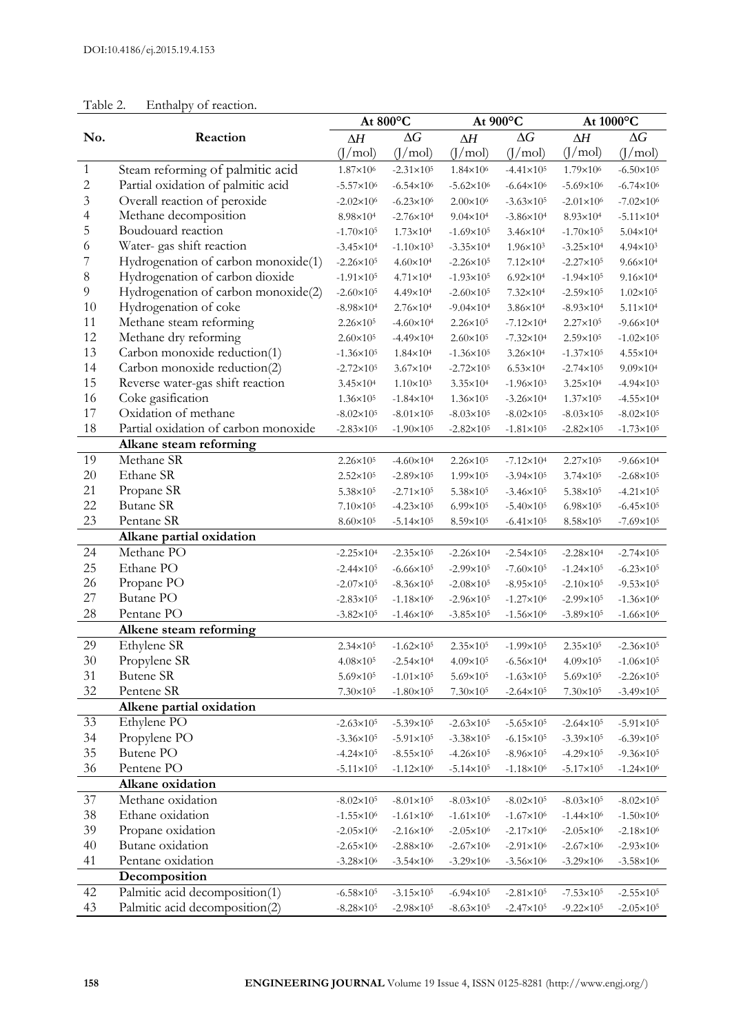Table 2. Enthalpy of reaction.

| No. | Reaction | At 800°C | | At 900°C | | At 1000°C | |
|---|---|---|---|---|---|---|---|
| | | $\Delta H$ (J/mol) | $\Delta G$ (J/mol) | $\Delta H$ (J/mol) | $\Delta G$ (J/mol) | $\Delta H$ (J/mol) | $\Delta G$ (J/mol) |
| 1 | Steam reforming of palmitic acid | $1.87\times10^{6}$ | $-2.31\times10^{5}$ | $1.84\times10^{6}$ | $-4.41\times10^{5}$ | $1.79\times10^{6}$ | $-6.50\times10^{5}$ |
| 2 | Partial oxidation of palmitic acid | $-5.57\times10^{6}$ | $-6.54\times10^{6}$ | $-5.62\times10^{6}$ | $-6.64\times10^{6}$ | $-5.69\times10^{6}$ | $-6.74\times10^{6}$ |
| 3 | Overall reaction of peroxide | $-2.02\times10^{6}$ | $-6.23\times10^{6}$ | $2.00\times10^{6}$ | $-3.63\times10^{5}$ | $-2.01\times10^{6}$ | $-7.02\times10^{6}$ |
| 4 | Methane decomposition | $8.98\times10^{4}$ | $-2.76\times10^{4}$ | $9.04\times10^{4}$ | $-3.86\times10^{4}$ | $8.93\times10^{4}$ | $-5.11\times10^{4}$ |
| 5 | Boudouard reaction | $-1.70\times10^{5}$ | $1.73\times10^{4}$ | $-1.69\times10^{5}$ | $3.46\times10^{4}$ | $-1.70\times10^{5}$ | $5.04\times10^{4}$ |
| 6 | Water- gas shift reaction | $-3.45\times10^{4}$ | $-1.10\times10^{3}$ | $-3.35\times10^{4}$ | $1.96\times10^{3}$ | $-3.25\times10^{4}$ | $4.94\times10^{3}$ |
| 7 | Hydrogenation of carbon monoxide(1) | $-2.26\times10^{5}$ | $4.60\times10^{4}$ | $-2.26\times10^{5}$ | $7.12\times10^{4}$ | $-2.27\times10^{5}$ | $9.66\times10^{4}$ |
| 8 | Hydrogenation of carbon dioxide | $-1.91\times10^{5}$ | $4.71\times10^{4}$ | $-1.93\times10^{5}$ | $6.92\times10^{4}$ | $-1.94\times10^{5}$ | $9.16\times10^{4}$ |
| 9 | Hydrogenation of carbon monoxide(2) | $-2.60\times10^{5}$ | $4.49\times10^{4}$ | $-2.60\times10^{5}$ | $7.32\times10^{4}$ | $-2.59\times10^{5}$ | $1.02\times10^{5}$ |
| 10 | Hydrogenation of coke | $-8.98\times10^{4}$ | $2.76\times10^{4}$ | $-9.04\times10^{4}$ | $3.86\times10^{4}$ | $-8.93\times10^{4}$ | $5.11\times10^{4}$ |
| 11 | Methane steam reforming | $2.26\times10^{5}$ | $-4.60\times10^{4}$ | $2.26\times10^{5}$ | $-7.12\times10^{4}$ | $2.27\times10^{5}$ | $-9.66\times10^{4}$ |
| 12 | Methane dry reforming | $2.60\times10^{5}$ | $-4.49\times10^{4}$ | $2.60\times10^{5}$ | $-7.32\times10^{4}$ | $2.59\times10^{5}$ | $-1.02\times10^{5}$ |
| 13 | Carbon monoxide reduction(1) | $-1.36\times10^{5}$ | $1.84\times10^{4}$ | $-1.36\times10^{5}$ | $3.26\times10^{4}$ | $-1.37\times10^{5}$ | $4.55\times10^{4}$ |
| 14 | Carbon monoxide reduction(2) | $-2.72\times10^{5}$ | $3.67\times10^{4}$ | $-2.72\times10^{5}$ | $6.53\times10^{4}$ | $-2.74\times10^{5}$ | $9.09\times10^{4}$ |
| 15 | Reverse water-gas shift reaction | $3.45\times10^{4}$ | $1.10\times10^{3}$ | $3.35\times10^{4}$ | $-1.96\times10^{3}$ | $3.25\times10^{4}$ | $-4.94\times10^{3}$ |
| 16 | Coke gasification | $1.36\times10^{5}$ | $-1.84\times10^{4}$ | $1.36\times10^{5}$ | $-3.26\times10^{4}$ | $1.37\times10^{5}$ | $-4.55\times10^{4}$ |
| 17 | Oxidation of methane | $-8.02\times10^{5}$ | $-8.01\times10^{5}$ | $-8.03\times10^{5}$ | $-8.02\times10^{5}$ | $-8.03\times10^{5}$ | $-8.02\times10^{5}$ |
| 18 | Partial oxidation of carbon monoxide | $-2.83\times10^{5}$ | $-1.90\times10^{5}$ | $-2.82\times10^{5}$ | $-1.81\times10^{5}$ | $-2.82\times10^{5}$ | $-1.73\times10^{5}$ |
| | **Alkane steam reforming** | | | | | | |
| 19 | Methane SR | $2.26\times10^{5}$ | $-4.60\times10^{4}$ | $2.26\times10^{5}$ | $-7.12\times10^{4}$ | $2.27\times10^{5}$ | $-9.66\times10^{4}$ |
| 20 | Ethane SR | $2.52\times10^{5}$ | $-2.89\times10^{5}$ | $1.99\times10^{5}$ | $-3.94\times10^{5}$ | $3.74\times10^{5}$ | $-2.68\times10^{5}$ |
| 21 | Propane SR | $5.38\times10^{5}$ | $-2.71\times10^{5}$ | $5.38\times10^{5}$ | $-3.46\times10^{5}$ | $5.38\times10^{5}$ | $-4.21\times10^{5}$ |
| 22 | Butane SR | $7.10\times10^{5}$ | $-4.23\times10^{5}$ | $6.99\times10^{5}$ | $-5.40\times10^{5}$ | $6.98\times10^{5}$ | $-6.45\times10^{5}$ |
| 23 | Pentane SR | $8.60\times10^{5}$ | $-5.14\times10^{5}$ | $8.59\times10^{5}$ | $-6.41\times10^{5}$ | $8.58\times10^{5}$ | $-7.69\times10^{5}$ |
| | **Alkane partial oxidation** | | | | | | |
| 24 | Methane PO | $-2.25\times10^{4}$ | $-2.35\times10^{5}$ | $-2.26\times10^{4}$ | $-2.54\times10^{5}$ | $-2.28\times10^{4}$ | $-2.74\times10^{5}$ |
| 25 | Ethane PO | $-2.44\times10^{5}$ | $-6.66\times10^{5}$ | $-2.99\times10^{5}$ | $-7.60\times10^{5}$ | $-1.24\times10^{5}$ | $-6.23\times10^{5}$ |
| 26 | Propane PO | $-2.07\times10^{5}$ | $-8.36\times10^{5}$ | $-2.08\times10^{5}$ | $-8.95\times10^{5}$ | $-2.10\times10^{5}$ | $-9.53\times10^{5}$ |
| 27 | Butane PO | $-2.83\times10^{5}$ | $-1.18\times10^{6}$ | $-2.96\times10^{5}$ | $-1.27\times10^{6}$ | $-2.99\times10^{5}$ | $-1.36\times10^{6}$ |
| 28 | Pentane PO | $-3.82\times10^{5}$ | $-1.46\times10^{6}$ | $-3.85\times10^{5}$ | $-1.56\times10^{6}$ | $-3.89\times10^{5}$ | $-1.66\times10^{6}$ |
| | **Alkene steam reforming** | | | | | | |
| 29 | Ethylene SR | $2.34\times10^{5}$ | $-1.62\times10^{5}$ | $2.35\times10^{5}$ | $-1.99\times10^{5}$ | $2.35\times10^{5}$ | $-2.36\times10^{5}$ |
| 30 | Propylene SR | $4.08\times10^{5}$ | $-2.54\times10^{4}$ | $4.09\times10^{5}$ | $-6.56\times10^{4}$ | $4.09\times10^{5}$ | $-1.06\times10^{5}$ |
| 31 | Butene SR | $5.69\times10^{5}$ | $-1.01\times10^{5}$ | $5.69\times10^{5}$ | $-1.63\times10^{5}$ | $5.69\times10^{5}$ | $-2.26\times10^{5}$ |
| 32 | Pentene SR | $7.30\times10^{5}$ | $-1.80\times10^{5}$ | $7.30\times10^{5}$ | $-2.64\times10^{5}$ | $7.30\times10^{5}$ | $-3.49\times10^{5}$ |
| | **Alkene partial oxidation** | | | | | | |
| 33 | Ethylene PO | $-2.63\times10^{5}$ | $-5.39\times10^{5}$ | $-2.63\times10^{5}$ | $-5.65\times10^{5}$ | $-2.64\times10^{5}$ | $-5.91\times10^{5}$ |
| 34 | Propylene PO | $-3.36\times10^{5}$ | $-5.91\times10^{5}$ | $-3.38\times10^{5}$ | $-6.15\times10^{5}$ | $-3.39\times10^{5}$ | $-6.39\times10^{5}$ |
| 35 | Butene PO | $-4.24\times10^{5}$ | $-8.55\times10^{5}$ | $-4.26\times10^{5}$ | $-8.96\times10^{5}$ | $-4.29\times10^{5}$ | $-9.36\times10^{5}$ |
| 36 | Pentene PO | $-5.11\times10^{5}$ | $-1.12\times10^{6}$ | $-5.14\times10^{5}$ | $-1.18\times10^{6}$ | $-5.17\times10^{5}$ | $-1.24\times10^{6}$ |
| | **Alkane oxidation** | | | | | | |
| 37 | Methane oxidation | $-8.02\times10^{5}$ | $-8.01\times10^{5}$ | $-8.03\times10^{5}$ | $-8.02\times10^{5}$ | $-8.03\times10^{5}$ | $-8.02\times10^{5}$ |
| 38 | Ethane oxidation | $-1.55\times10^{6}$ | $-1.61\times10^{6}$ | $-1.61\times10^{6}$ | $-1.67\times10^{6}$ | $-1.44\times10^{6}$ | $-1.50\times10^{6}$ |
| 39 | Propane oxidation | $-2.05\times10^{6}$ | $-2.16\times10^{6}$ | $-2.05\times10^{6}$ | $-2.17\times10^{6}$ | $-2.05\times10^{6}$ | $-2.18\times10^{6}$ |
| 40 | Butane oxidation | $-2.65\times10^{6}$ | $-2.88\times10^{6}$ | $-2.67\times10^{6}$ | $-2.91\times10^{6}$ | $-2.67\times10^{6}$ | $-2.93\times10^{6}$ |
| 41 | Pentane oxidation | $-3.28\times10^{6}$ | $-3.54\times10^{6}$ | $-3.29\times10^{6}$ | $-3.56\times10^{6}$ | $-3.29\times10^{6}$ | $-3.58\times10^{6}$ |
| | **Decomposition** | | | | | | |
| 42 | Palmitic acid decomposition(1) | $-6.58\times10^{5}$ | $-3.15\times10^{5}$ | $-6.94\times10^{5}$ | $-2.81\times10^{5}$ | $-7.53\times10^{5}$ | $-2.55\times10^{5}$ |
| 43 | Palmitic acid decomposition(2) | $-8.28\times10^{5}$ | $-2.98\times10^{5}$ | $-8.63\times10^{5}$ | $-2.47\times10^{5}$ | $-9.22\times10^{5}$ | $-2.05\times10^{5}$ |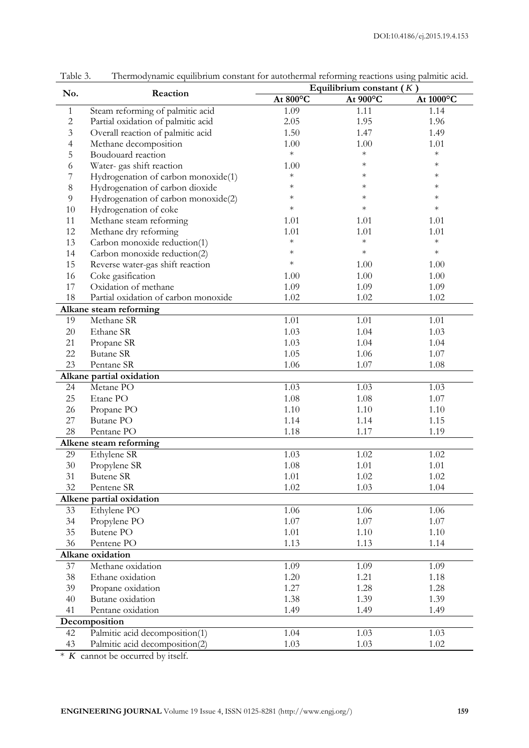Table 3. Thermodynamic equilibrium constant for autothermal reforming reactions using palmitic acid.

| No. | Reaction | Equilibrium constant ( $K$ ) | | |
|---|---|---|---|---|
| | | At 800°C | At 900°C | At 1000°C |
| 1 | Steam reforming of palmitic acid | 1.09 | 1.11 | 1.14 |
| 2 | Partial oxidation of palmitic acid | 2.05 | 1.95 | 1.96 |
| 3 | Overall reaction of palmitic acid | 1.50 | 1.47 | 1.49 |
| 4 | Methane decomposition | 1.00 | 1.00 | 1.01 |
| 5 | Boudouard reaction | * | * | * |
| 6 | Water- gas shift reaction | 1.00 | * | * |
| 7 | Hydrogenation of carbon monoxide(1) | * | * | * |
| 8 | Hydrogenation of carbon dioxide | * | * | * |
| 9 | Hydrogenation of carbon monoxide(2) | * | * | * |
| 10 | Hydrogenation of coke | * | * | * |
| 11 | Methane steam reforming | 1.01 | 1.01 | 1.01 |
| 12 | Methane dry reforming | 1.01 | 1.01 | 1.01 |
| 13 | Carbon monoxide reduction(1) | * | * | * |
| 14 | Carbon monoxide reduction(2) | * | * | * |
| 15 | Reverse water-gas shift reaction | * | 1.00 | 1.00 |
| 16 | Coke gasification | 1.00 | 1.00 | 1.00 |
| 17 | Oxidation of methane | 1.09 | 1.09 | 1.09 |
| 18 | Partial oxidation of carbon monoxide | 1.02 | 1.02 | 1.02 |
| **Alkane steam reforming** | | | | |
| 19 | Methane SR | 1.01 | 1.01 | 1.01 |
| 20 | Ethane SR | 1.03 | 1.04 | 1.03 |
| 21 | Propane SR | 1.03 | 1.04 | 1.04 |
| 22 | Butane SR | 1.05 | 1.06 | 1.07 |
| 23 | Pentane SR | 1.06 | 1.07 | 1.08 |
| **Alkane partial oxidation** | | | | |
| 24 | Metane PO | 1.03 | 1.03 | 1.03 |
| 25 | Etane PO | 1.08 | 1.08 | 1.07 |
| 26 | Propane PO | 1.10 | 1.10 | 1.10 |
| 27 | Butane PO | 1.14 | 1.14 | 1.15 |
| 28 | Pentane PO | 1.18 | 1.17 | 1.19 |
| **Alkene steam reforming** | | | | |
| 29 | Ethylene SR | 1.03 | 1.02 | 1.02 |
| 30 | Propylene SR | 1.08 | 1.01 | 1.01 |
| 31 | Butene SR | 1.01 | 1.02 | 1.02 |
| 32 | Pentene SR | 1.02 | 1.03 | 1.04 |
| **Alkene partial oxidation** | | | | |
| 33 | Ethylene PO | 1.06 | 1.06 | 1.06 |
| 34 | Propylene PO | 1.07 | 1.07 | 1.07 |
| 35 | Butene PO | 1.01 | 1.10 | 1.10 |
| 36 | Pentene PO | 1.13 | 1.13 | 1.14 |
| **Alkane oxidation** | | | | |
| 37 | Methane oxidation | 1.09 | 1.09 | 1.09 |
| 38 | Ethane oxidation | 1.20 | 1.21 | 1.18 |
| 39 | Propane oxidation | 1.27 | 1.28 | 1.28 |
| 40 | Butane oxidation | 1.38 | 1.39 | 1.39 |
| 41 | Pentane oxidation | 1.49 | 1.49 | 1.49 |
| **Decomposition** | | | | |
| 42 | Palmitic acid decomposition(1) | 1.04 | 1.03 | 1.03 |
| 43 | Palmitic acid decomposition(2) | 1.03 | 1.03 | 1.02 |

* $K$ cannot be occurred by itself.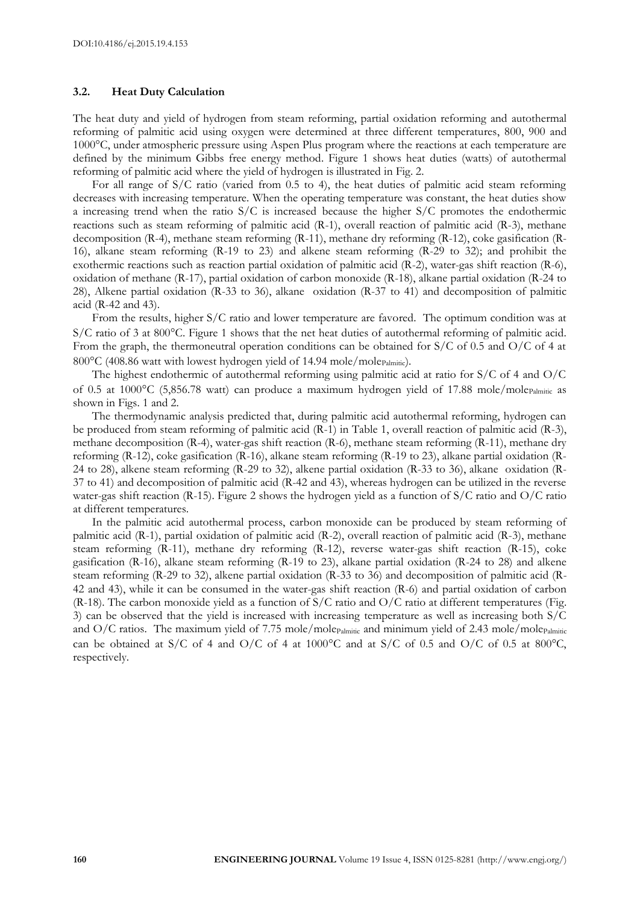### 3.2. Heat Duty Calculation

The heat duty and yield of hydrogen from steam reforming, partial oxidation reforming and autothermal reforming of palmitic acid using oxygen were determined at three different temperatures, 800, 900 and 1000°C, under atmospheric pressure using Aspen Plus program where the reactions at each temperature are defined by the minimum Gibbs free energy method. Figure 1 shows heat duties (watts) of autothermal reforming of palmitic acid where the yield of hydrogen is illustrated in Fig. 2.

For all range of S/C ratio (varied from 0.5 to 4), the heat duties of palmitic acid steam reforming decreases with increasing temperature. When the operating temperature was constant, the heat duties show a increasing trend when the ratio S/C is increased because the higher S/C promotes the endothermic reactions such as steam reforming of palmitic acid (R-1), overall reaction of palmitic acid (R-3), methane decomposition (R-4), methane steam reforming (R-11), methane dry reforming (R-12), coke gasification (R-16), alkane steam reforming (R-19 to 23) and alkene steam reforming (R-29 to 32); and prohibit the exothermic reactions such as reaction partial oxidation of palmitic acid (R-2), water-gas shift reaction (R-6), oxidation of methane (R-17), partial oxidation of carbon monoxide (R-18), alkane partial oxidation (R-24 to 28), Alkene partial oxidation (R-33 to 36), alkane oxidation (R-37 to 41) and decomposition of palmitic acid (R-42 and 43).

From the results, higher S/C ratio and lower temperature are favored. The optimum condition was at S/C ratio of 3 at 800°C. Figure 1 shows that the net heat duties of autothermal reforming of palmitic acid. From the graph, the thermoneutral operation conditions can be obtained for S/C of 0.5 and O/C of 4 at 800°C (408.86 watt with lowest hydrogen yield of 14.94 mole/mole$_{Palmitic}$).

The highest endothermic of autothermal reforming using palmitic acid at ratio for S/C of 4 and O/C of 0.5 at 1000°C (5,856.78 watt) can produce a maximum hydrogen yield of 17.88 mole/mole$_{Palmitic}$ as shown in Figs. 1 and 2.

The thermodynamic analysis predicted that, during palmitic acid autothermal reforming, hydrogen can be produced from steam reforming of palmitic acid (R-1) in Table 1, overall reaction of palmitic acid (R-3), methane decomposition (R-4), water-gas shift reaction (R-6), methane steam reforming (R-11), methane dry reforming (R-12), coke gasification (R-16), alkane steam reforming (R-19 to 23), alkane partial oxidation (R-24 to 28), alkene steam reforming (R-29 to 32), alkene partial oxidation (R-33 to 36), alkane oxidation (R-37 to 41) and decomposition of palmitic acid (R-42 and 43), whereas hydrogen can be utilized in the reverse water-gas shift reaction (R-15). Figure 2 shows the hydrogen yield as a function of S/C ratio and O/C ratio at different temperatures.

In the palmitic acid autothermal process, carbon monoxide can be produced by steam reforming of palmitic acid (R-1), partial oxidation of palmitic acid (R-2), overall reaction of palmitic acid (R-3), methane steam reforming (R-11), methane dry reforming (R-12), reverse water-gas shift reaction (R-15), coke gasification (R-16), alkane steam reforming (R-19 to 23), alkane partial oxidation (R-24 to 28) and alkene steam reforming (R-29 to 32), alkene partial oxidation (R-33 to 36) and decomposition of palmitic acid (R-42 and 43), while it can be consumed in the water-gas shift reaction (R-6) and partial oxidation of carbon (R-18). The carbon monoxide yield as a function of S/C ratio and O/C ratio at different temperatures (Fig. 3) can be observed that the yield is increased with increasing temperature as well as increasing both S/C and O/C ratios. The maximum yield of 7.75 mole/mole$_{Palmitic}$ and minimum yield of 2.43 mole/mole$_{Palmitic}$ can be obtained at S/C of 4 and O/C of 4 at 1000°C and at S/C of 0.5 and O/C of 0.5 at 800°C, respectively.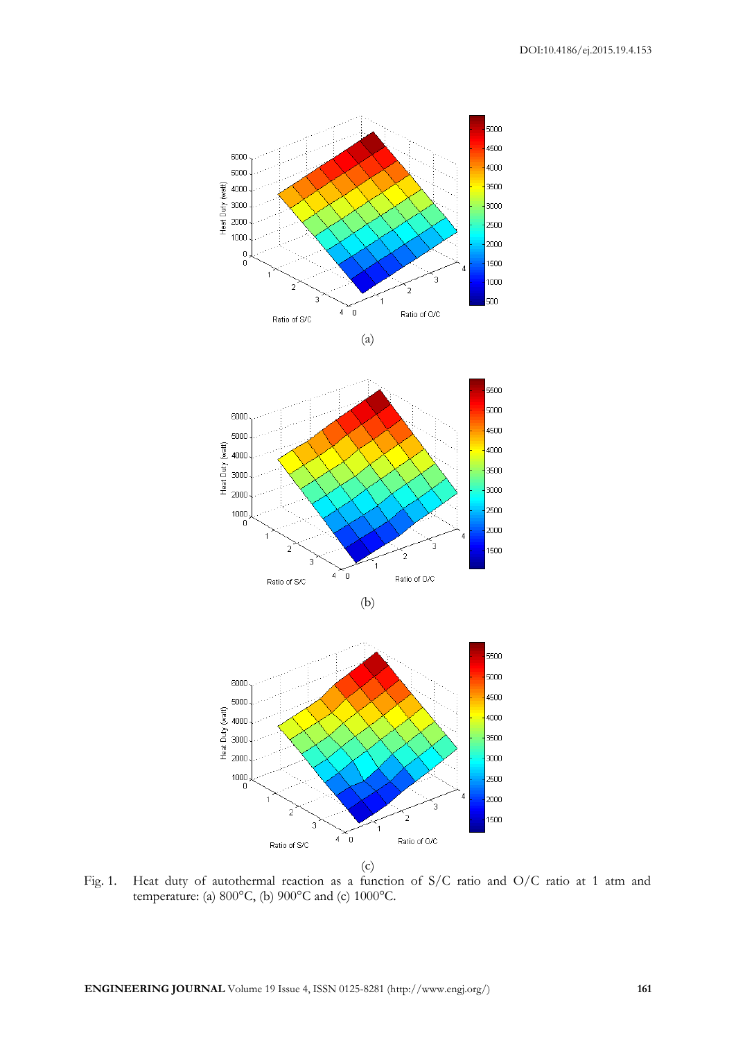(a)

(b)

(c)

Fig. 1. Heat duty of autothermal reaction as a function of S/C ratio and O/C ratio at 1 atm and temperature: (a) 800°C, (b) 900°C and (c) 1000°C.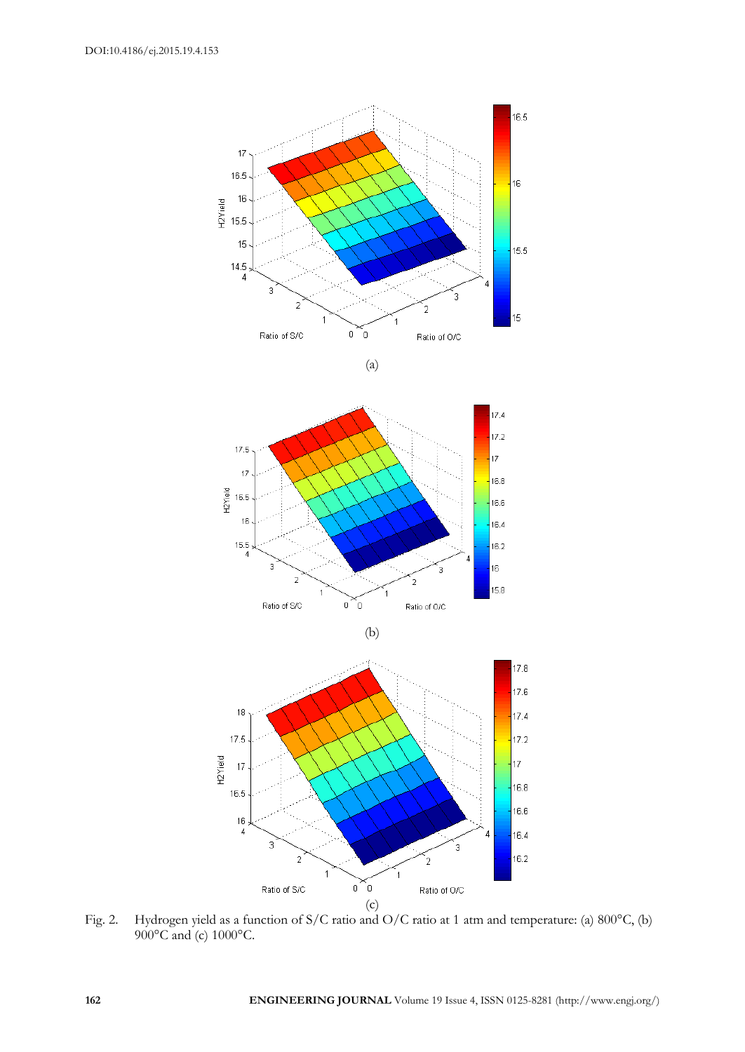(a)

(b)

(c)

Fig. 2. Hydrogen yield as a function of S/C ratio and O/C ratio at 1 atm and temperature: (a) 800°C, (b) 900°C and (c) 1000°C.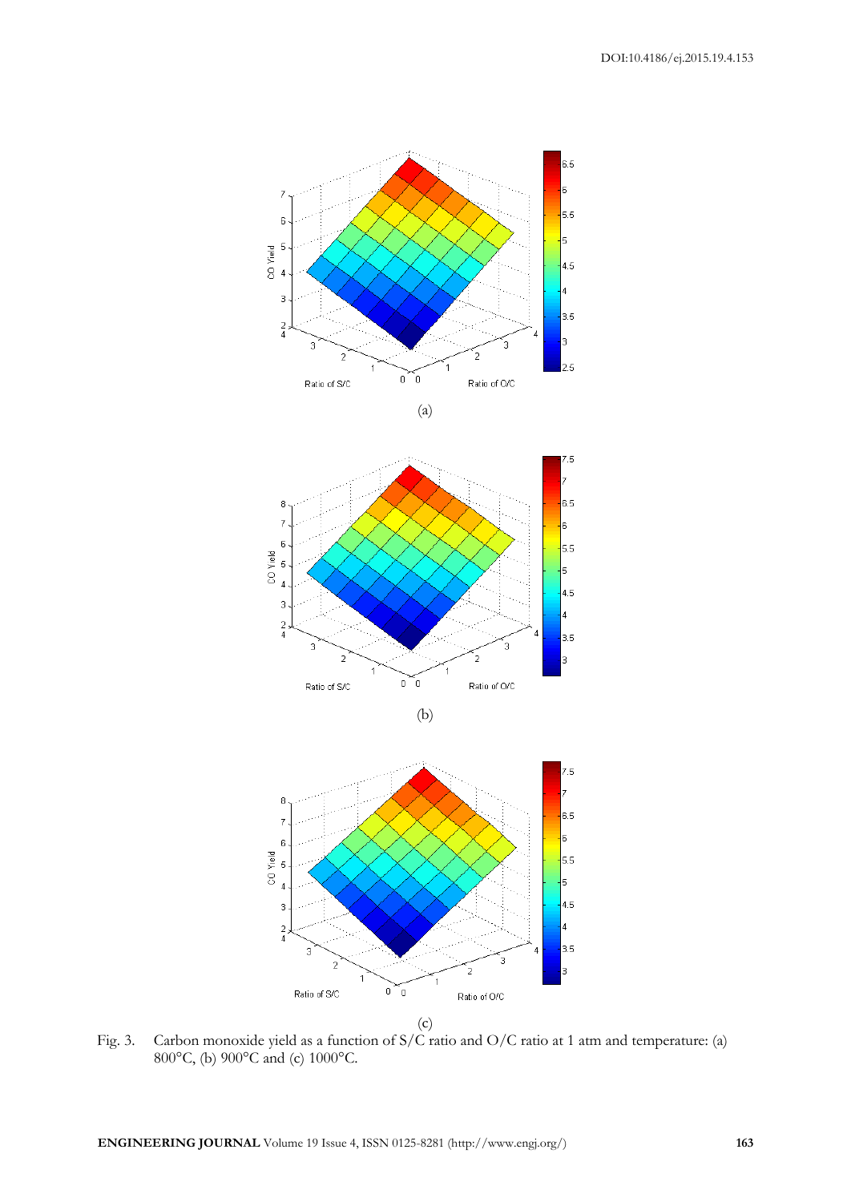(a)

(b)

(c)

Fig. 3. Carbon monoxide yield as a function of S/C ratio and O/C ratio at 1 atm and temperature: (a) 800°C, (b) 900°C and (c) 1000°C.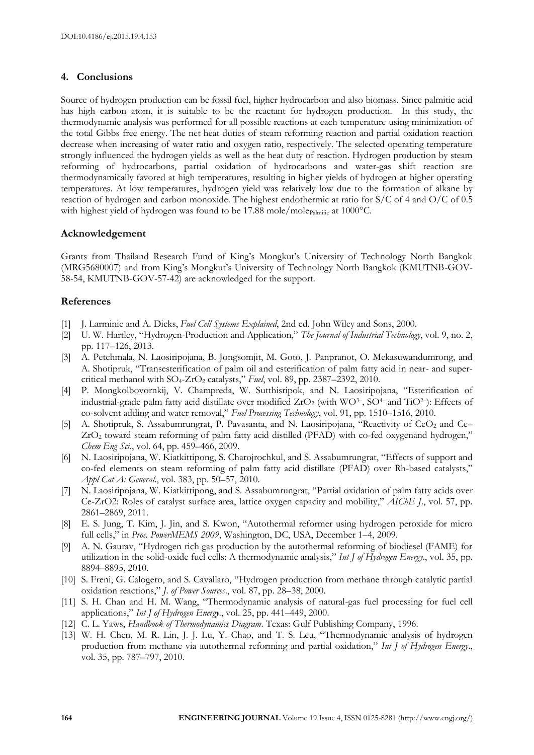## 4. Conclusions

Source of hydrogen production can be fossil fuel, higher hydrocarbon and also biomass. Since palmitic acid has high carbon atom, it is suitable to be the reactant for hydrogen production. In this study, the thermodynamic analysis was performed for all possible reactions at each temperature using minimization of the total Gibbs free energy. The net heat duties of steam reforming reaction and partial oxidation reaction decrease when increasing of water ratio and oxygen ratio, respectively. The selected operating temperature strongly influenced the hydrogen yields as well as the heat duty of reaction. Hydrogen production by steam reforming of hydrocarbons, partial oxidation of hydrocarbons and water-gas shift reaction are thermodynamically favored at high temperatures, resulting in higher yields of hydrogen at higher operating temperatures. At low temperatures, hydrogen yield was relatively low due to the formation of alkane by reaction of hydrogen and carbon monoxide. The highest endothermic at ratio for S/C of 4 and O/C of 0.5 with highest yield of hydrogen was found to be 17.88 mole/mole$_{Palmitic}$ at 1000°C.

### Acknowledgement

Grants from Thailand Research Fund of King's Mongkut's University of Technology North Bangkok (MRG5680007) and from King's Mongkut's University of Technology North Bangkok (KMUTNB-GOV-58-54, KMUTNB-GOV-57-42) are acknowledged for the support.

### References

[1] J. Larminie and A. Dicks, *Fuel Cell Systems Explained*, 2nd ed. John Wiley and Sons, 2000.

[2] U. W. Hartley, "Hydrogen-Production and Application," *The Journal of Industrial Technology*, vol. 9, no. 2, pp. 117–126, 2013.

[3] A. Petchmala, N. Laosiripojana, B. Jongsomjit, M. Goto, J. Panpranot, O. Mekasuwandumrong, and A. Shotipruk, "Transesterification of palm oil and esterification of palm fatty acid in near- and super-critical methanol with $SO_4$-$ZrO_2$ catalysts," *Fuel*, vol. 89, pp. 2387–2392, 2010.

[4] P. Mongkolbovornkij, V. Champreda, W. Sutthisripok, and N. Laosiripojana, "Esterification of industrial-grade palm fatty acid distillate over modified $ZrO_2$ (with $WO^{3-}$, $SO^{4-}$ and $TiO^{2-}$): Effects of co-solvent adding and water removal," *Fuel Processing Technology*, vol. 91, pp. 1510–1516, 2010.

[5] A. Shotipruk, S. Assabumrungrat, P. Pavasanta, and N. Laosiripojana, "Reactivity of $CeO_2$ and Ce–$ZrO_2$ toward steam reforming of palm fatty acid distilled (PFAD) with co-fed oxygenand hydrogen," *Chem Eng Sci*., vol. 64, pp. 459–466, 2009.

[6] N. Laosiripojana, W. Kiatkittipong, S. Charojrochkul, and S. Assabumrungrat, "Effects of support and co-fed elements on steam reforming of palm fatty acid distillate (PFAD) over Rh-based catalysts," *Appl Cat A: General*., vol. 383, pp. 50–57, 2010.

[7] N. Laosiripojana, W. Kiatkittipong, and S. Assabumrungrat, "Partial oxidation of palm fatty acids over Ce-ZrO2: Roles of catalyst surface area, lattice oxygen capacity and mobility," *AIChE J*., vol. 57, pp. 2861–2869, 2011.

[8] E. S. Jung, T. Kim, J. Jin, and S. Kwon, "Autothermal reformer using hydrogen peroxide for micro full cells," in *Proc. PowerMEMS 2009*, Washington, DC, USA, December 1–4, 2009.

[9] A. N. Gaurav, "Hydrogen rich gas production by the autothermal reforming of biodiesel (FAME) for utilization in the solid-oxide fuel cells: A thermodynamic analysis," *Int J of Hydrogen Energy*., vol. 35, pp. 8894–8895, 2010.

[10] S. Freni, G. Calogero, and S. Cavallaro, "Hydrogen production from methane through catalytic partial oxidation reactions," *J. of Power Sources*., vol. 87, pp. 28–38, 2000.

[11] S. H. Chan and H. M. Wang, "Thermodynamic analysis of natural-gas fuel processing for fuel cell applications," *Int J of Hydrogen Energy*., vol. 25, pp. 441–449, 2000.

[12] C. L. Yaws, *Handbook of Thermodynamics Diagram*. Texas: Gulf Publishing Company, 1996.

[13] W. H. Chen, M. R. Lin, J. J. Lu, Y. Chao, and T. S. Leu, "Thermodynamic analysis of hydrogen production from methane via autothermal reforming and partial oxidation," *Int J of Hydrogen Energy*., vol. 35, pp. 787–797, 2010.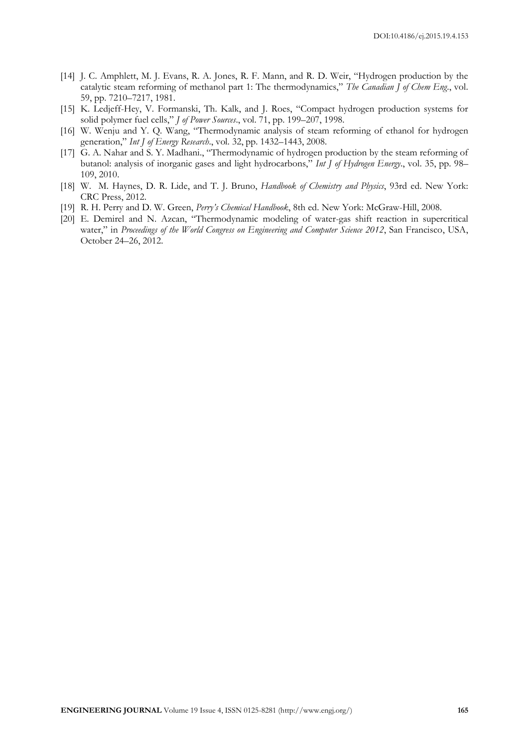[14] J. C. Amphlett, M. J. Evans, R. A. Jones, R. F. Mann, and R. D. Weir, "Hydrogen production by the catalytic steam reforming of methanol part 1: The thermodynamics," *The Canadian J of Chem Eng.*, vol. 59, pp. 7210–7217, 1981.

[15] K. Ledjeff-Hey, V. Formanski, Th. Kalk, and J. Roes, "Compact hydrogen production systems for solid polymer fuel cells," *J of Power Sources.*, vol. 71, pp. 199–207, 1998.

[16] W. Wenju and Y. Q. Wang, "Thermodynamic analysis of steam reforming of ethanol for hydrogen generation," *Int J of Energy Research.*, vol. 32, pp. 1432–1443, 2008.

[17] G. A. Nahar and S. Y. Madhani., "Thermodynamic of hydrogen production by the steam reforming of butanol: analysis of inorganic gases and light hydrocarbons," *Int J of Hydrogen Energy.*, vol. 35, pp. 98–109, 2010.

[18] W. M. Haynes, D. R. Lide, and T. J. Bruno, *Handbook of Chemistry and Physics*, 93rd ed. New York: CRC Press, 2012.

[19] R. H. Perry and D. W. Green, *Perry's Chemical Handbook*, 8th ed. New York: McGraw-Hill, 2008.

[20] E. Demirel and N. Azcan, "Thermodynamic modeling of water-gas shift reaction in supercritical water," in *Proceedings of the World Congress on Engineering and Computer Science 2012*, San Francisco, USA, October 24–26, 2012.